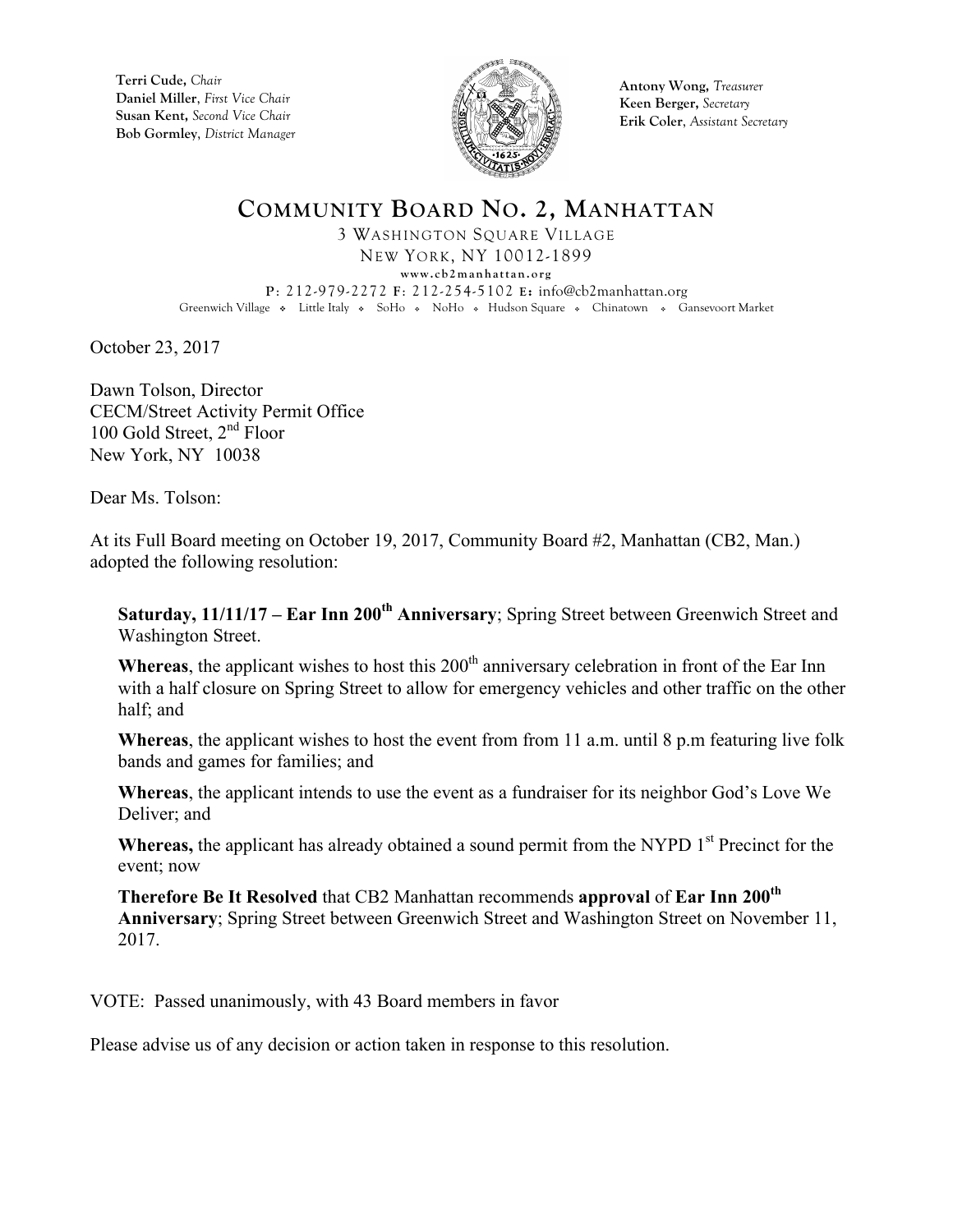**Terri Cude,** *Chair*
**Daniel Miller**, *First Vice Chair*
**Susan Kent,** *Second Vice Chair*
**Bob Gormley**, *District Manager*

**Antony Wong,** *Treasurer*
**Keen Berger,** *Secretary*
**Erik Coler**, *Assistant Secretary*

# COMMUNITY BOARD NO. 2, MANHATTAN

3 WASHINGTON SQUARE VILLAGE
NEW YORK, NY 10012-1899
www.cb2manhattan.org
P: 212-979-2272 F: 212-254-5102 E: info@cb2manhattan.org
Greenwich Village ❖ Little Italy ❖ SoHo ❖ NoHo ❖ Hudson Square ❖ Chinatown ❖ Gansevoort Market

October 23, 2017

Dawn Tolson, Director
CECM/Street Activity Permit Office
100 Gold Street, 2nd Floor
New York, NY 10038

Dear Ms. Tolson:

At its Full Board meeting on October 19, 2017, Community Board #2, Manhattan (CB2, Man.) adopted the following resolution:

**Saturday, 11/11/17 – Ear Inn 200th Anniversary**; Spring Street between Greenwich Street and Washington Street.

**Whereas**, the applicant wishes to host this 200th anniversary celebration in front of the Ear Inn with a half closure on Spring Street to allow for emergency vehicles and other traffic on the other half; and

**Whereas**, the applicant wishes to host the event from from 11 a.m. until 8 p.m featuring live folk bands and games for families; and

**Whereas**, the applicant intends to use the event as a fundraiser for its neighbor God's Love We Deliver; and

**Whereas,** the applicant has already obtained a sound permit from the NYPD 1st Precinct for the event; now

**Therefore Be It Resolved** that CB2 Manhattan recommends **approval** of **Ear Inn 200th Anniversary**; Spring Street between Greenwich Street and Washington Street on November 11, 2017.

VOTE: Passed unanimously, with 43 Board members in favor

Please advise us of any decision or action taken in response to this resolution.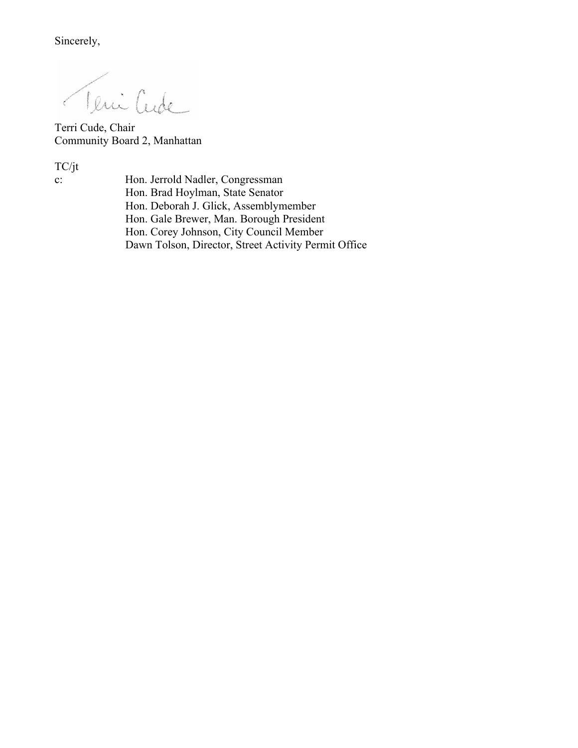Sincerely,

Terri Cude, Chair
Community Board 2, Manhattan

TC/jt

c: Hon. Jerrold Nadler, Congressman
Hon. Brad Hoylman, State Senator
Hon. Deborah J. Glick, Assemblymember
Hon. Gale Brewer, Man. Borough President
Hon. Corey Johnson, City Council Member
Dawn Tolson, Director, Street Activity Permit Office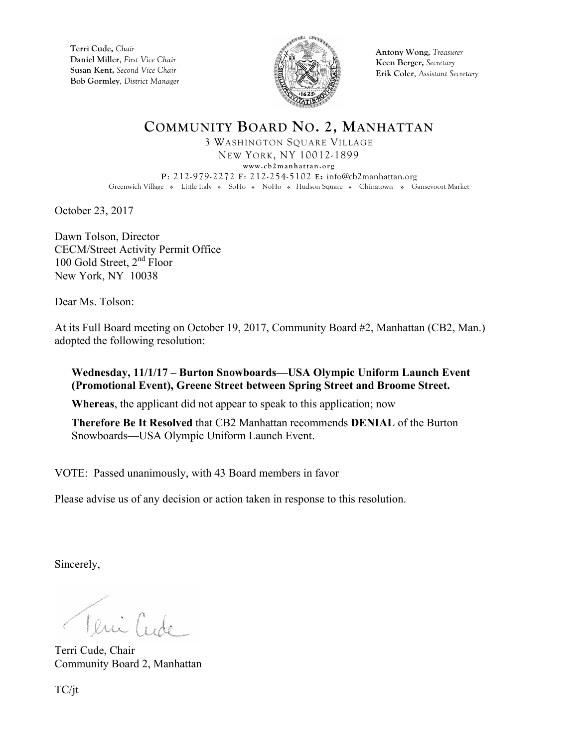**Terri Cude,** *Chair*
**Daniel Miller**, *First Vice Chair*
**Susan Kent,** *Second Vice Chair*
**Bob Gormley**, *District Manager*

**Antony Wong,** *Treasurer*
**Keen Berger,** *Secretary*
**Erik Coler**, *Assistant Secretary*

# COMMUNITY BOARD NO. 2, MANHATTAN

3 WASHINGTON SQUARE VILLAGE
NEW YORK, NY 10012-1899
www.cb2manhattan.org
P: 212-979-2272 F: 212-254-5102 E: info@cb2manhattan.org
Greenwich Village ❖ Little Italy ❖ SoHo ❖ NoHo ❖ Hudson Square ❖ Chinatown ❖ Gansevoort Market

October 23, 2017

Dawn Tolson, Director
CECM/Street Activity Permit Office
100 Gold Street, 2nd Floor
New York, NY 10038

Dear Ms. Tolson:

At its Full Board meeting on October 19, 2017, Community Board #2, Manhattan (CB2, Man.) adopted the following resolution:

**Wednesday, 11/1/17 – Burton Snowboards—USA Olympic Uniform Launch Event (Promotional Event), Greene Street between Spring Street and Broome Street.**

**Whereas**, the applicant did not appear to speak to this application; now

**Therefore Be It Resolved** that CB2 Manhattan recommends **DENIAL** of the Burton Snowboards—USA Olympic Uniform Launch Event.

VOTE: Passed unanimously, with 43 Board members in favor

Please advise us of any decision or action taken in response to this resolution.

Sincerely,

Terri Cude, Chair
Community Board 2, Manhattan

TC/jt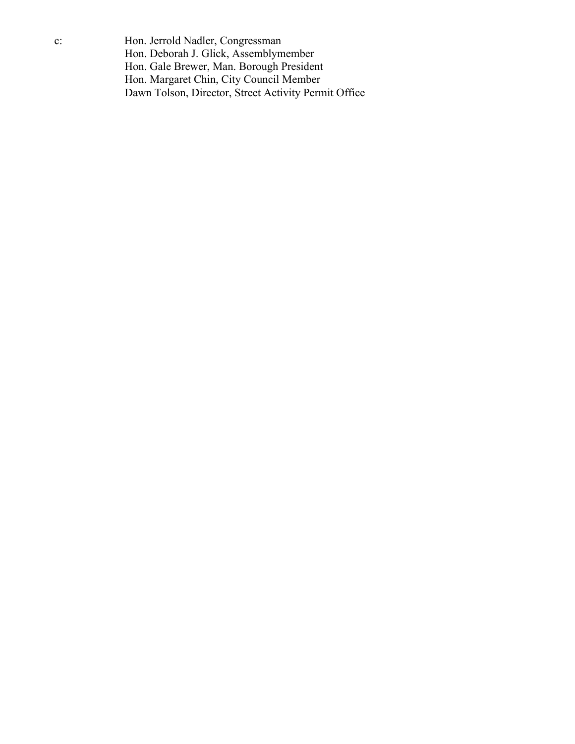c: Hon. Jerrold Nadler, Congressman
Hon. Deborah J. Glick, Assemblymember
Hon. Gale Brewer, Man. Borough President
Hon. Margaret Chin, City Council Member
Dawn Tolson, Director, Street Activity Permit Office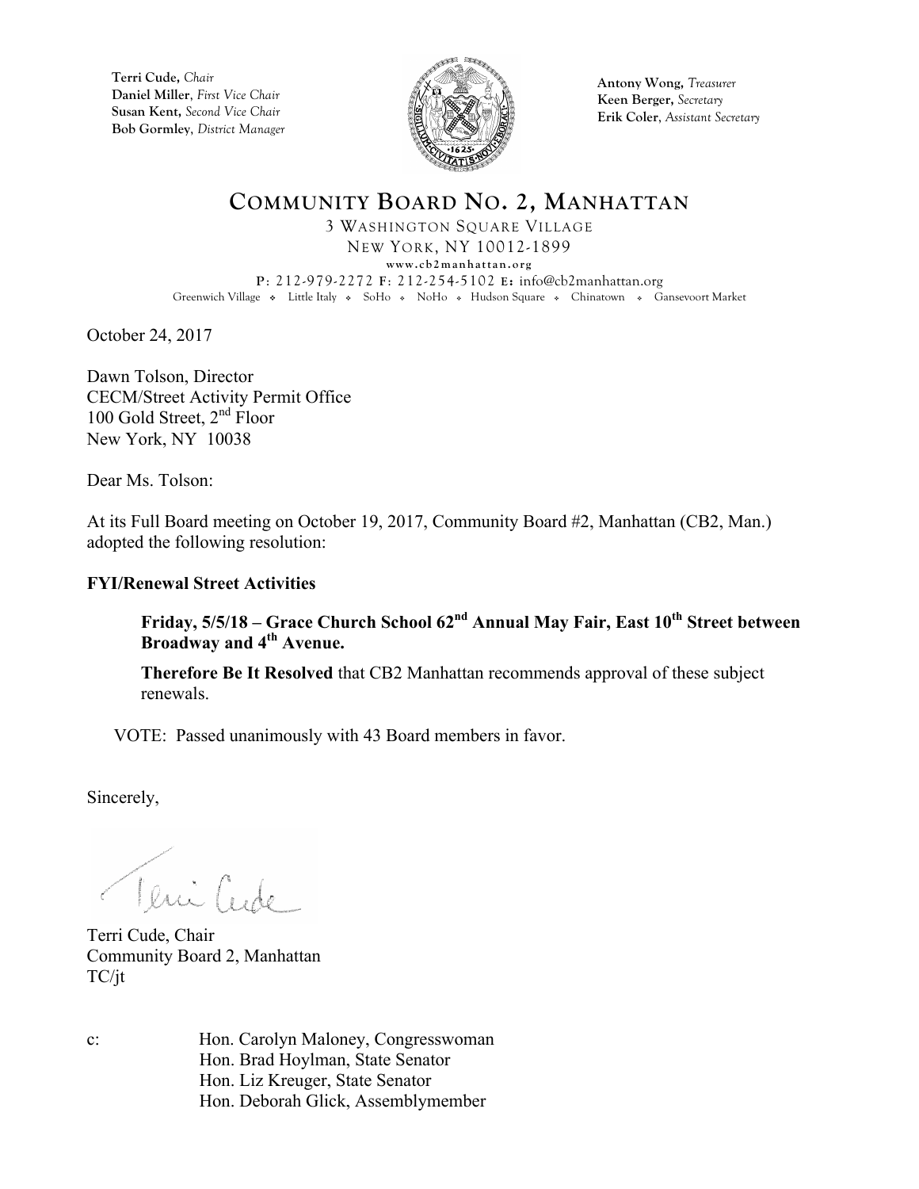**Terri Cude,** *Chair*
**Daniel Miller**, *First Vice Chair*
**Susan Kent,** *Second Vice Chair*
**Bob Gormley**, *District Manager*

**Antony Wong,** *Treasurer*
**Keen Berger,** *Secretary*
**Erik Coler**, *Assistant Secretary*

# COMMUNITY BOARD NO. 2, MANHATTAN

3 WASHINGTON SQUARE VILLAGE
NEW YORK, NY 10012-1899
www.cb2manhattan.org
P: 212-979-2272 F: 212-254-5102 E: info@cb2manhattan.org
Greenwich Village ❖ Little Italy ❖ SoHo ❖ NoHo ❖ Hudson Square ❖ Chinatown ❖ Gansevoort Market

October 24, 2017

Dawn Tolson, Director
CECM/Street Activity Permit Office
100 Gold Street, 2nd Floor
New York, NY 10038

Dear Ms. Tolson:

At its Full Board meeting on October 19, 2017, Community Board #2, Manhattan (CB2, Man.) adopted the following resolution:

**FYI/Renewal Street Activities**

**Friday, 5/5/18 – Grace Church School 62nd Annual May Fair, East 10th Street between Broadway and 4th Avenue.**

**Therefore Be It Resolved** that CB2 Manhattan recommends approval of these subject renewals.

VOTE: Passed unanimously with 43 Board members in favor.

Sincerely,

Terri Cude, Chair
Community Board 2, Manhattan
TC/jt

c: Hon. Carolyn Maloney, Congresswoman
Hon. Brad Hoylman, State Senator
Hon. Liz Kreuger, State Senator
Hon. Deborah Glick, Assemblymember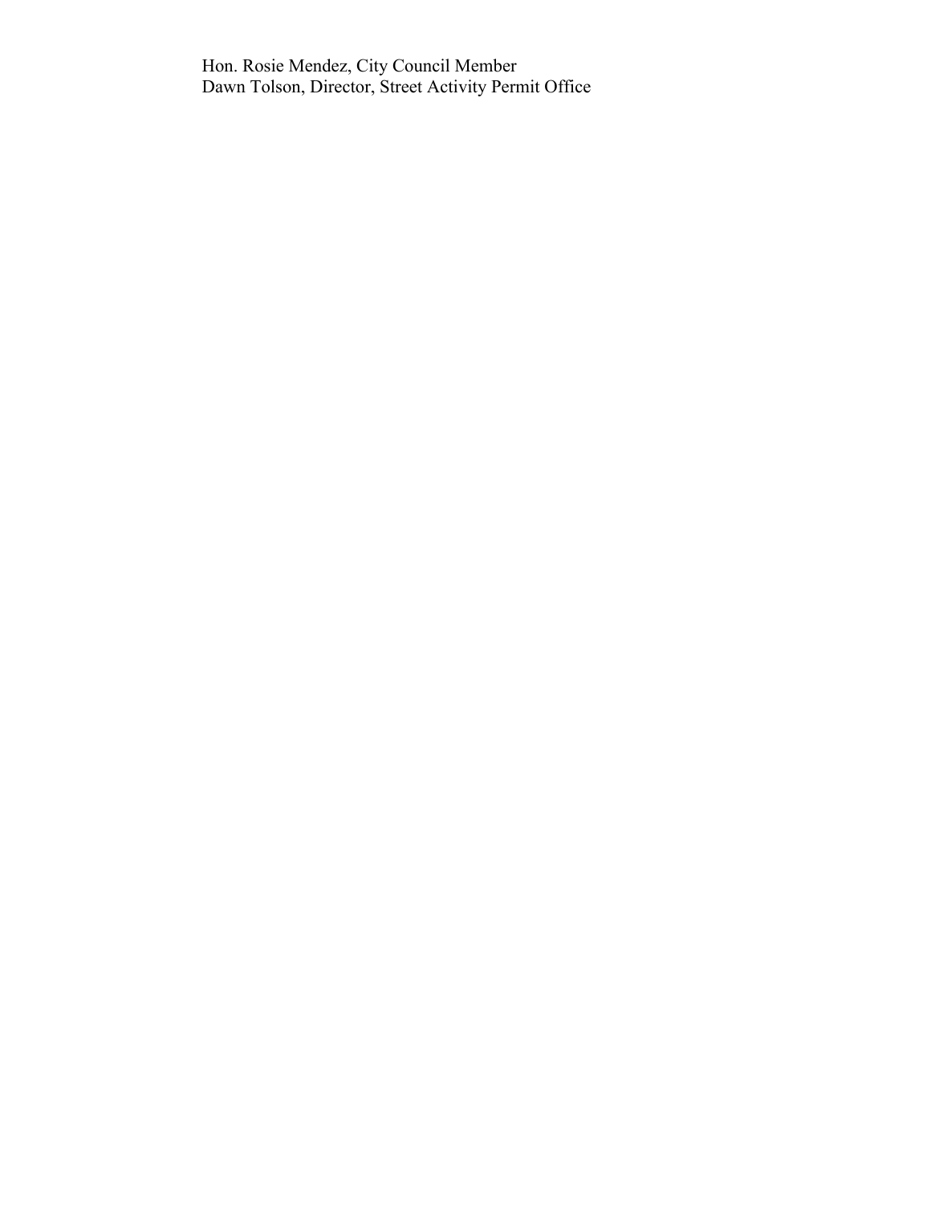Hon. Rosie Mendez, City Council Member
Dawn Tolson, Director, Street Activity Permit Office